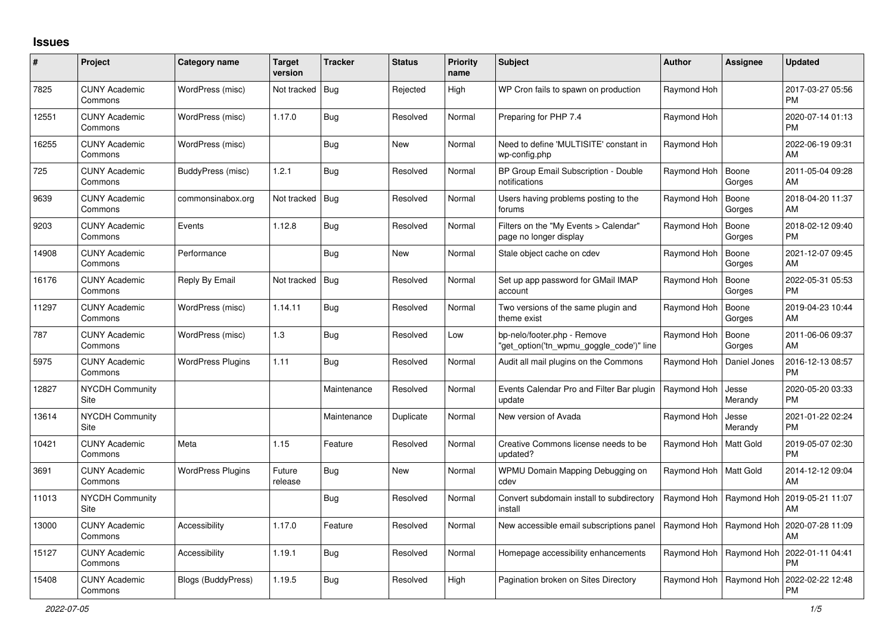## Issues

| # | Project | Category name | Target version | Tracker | Status | Priority name | Subject | Author | Assignee | Updated |
|---|---|---|---|---|---|---|---|---|---|---|
| 7825 | CUNY Academic Commons | WordPress (misc) | Not tracked | Bug | Rejected | High | WP Cron fails to spawn on production | Raymond Hoh | | 2017-03-27 05:56 PM |
| 12551 | CUNY Academic Commons | WordPress (misc) | 1.17.0 | Bug | Resolved | Normal | Preparing for PHP 7.4 | Raymond Hoh | | 2020-07-14 01:13 PM |
| 16255 | CUNY Academic Commons | WordPress (misc) | | Bug | New | Normal | Need to define 'MULTISITE' constant in wp-config.php | Raymond Hoh | | 2022-06-19 09:31 AM |
| 725 | CUNY Academic Commons | BuddyPress (misc) | 1.2.1 | Bug | Resolved | Normal | BP Group Email Subscription - Double notifications | Raymond Hoh | Boone Gorges | 2011-05-04 09:28 AM |
| 9639 | CUNY Academic Commons | commonsinabox.org | Not tracked | Bug | Resolved | Normal | Users having problems posting to the forums | Raymond Hoh | Boone Gorges | 2018-04-20 11:37 AM |
| 9203 | CUNY Academic Commons | Events | 1.12.8 | Bug | Resolved | Normal | Filters on the "My Events > Calendar" page no longer display | Raymond Hoh | Boone Gorges | 2018-02-12 09:40 PM |
| 14908 | CUNY Academic Commons | Performance | | Bug | New | Normal | Stale object cache on cdev | Raymond Hoh | Boone Gorges | 2021-12-07 09:45 AM |
| 16176 | CUNY Academic Commons | Reply By Email | Not tracked | Bug | Resolved | Normal | Set up app password for GMail IMAP account | Raymond Hoh | Boone Gorges | 2022-05-31 05:53 PM |
| 11297 | CUNY Academic Commons | WordPress (misc) | 1.14.11 | Bug | Resolved | Normal | Two versions of the same plugin and theme exist | Raymond Hoh | Boone Gorges | 2019-04-23 10:44 AM |
| 787 | CUNY Academic Commons | WordPress (misc) | 1.3 | Bug | Resolved | Low | bp-nelo/footer.php - Remove "get_option('tn_wpmu_goggle_code')" line | Raymond Hoh | Boone Gorges | 2011-06-06 09:37 AM |
| 5975 | CUNY Academic Commons | WordPress Plugins | 1.11 | Bug | Resolved | Normal | Audit all mail plugins on the Commons | Raymond Hoh | Daniel Jones | 2016-12-13 08:57 PM |
| 12827 | NYCDH Community Site | | | Maintenance | Resolved | Normal | Events Calendar Pro and Filter Bar plugin update | Raymond Hoh | Jesse Merandy | 2020-05-20 03:33 PM |
| 13614 | NYCDH Community Site | | | Maintenance | Duplicate | Normal | New version of Avada | Raymond Hoh | Jesse Merandy | 2021-01-22 02:24 PM |
| 10421 | CUNY Academic Commons | Meta | 1.15 | Feature | Resolved | Normal | Creative Commons license needs to be updated? | Raymond Hoh | Matt Gold | 2019-05-07 02:30 PM |
| 3691 | CUNY Academic Commons | WordPress Plugins | Future release | Bug | New | Normal | WPMU Domain Mapping Debugging on cdev | Raymond Hoh | Matt Gold | 2014-12-12 09:04 AM |
| 11013 | NYCDH Community Site | | | Bug | Resolved | Normal | Convert subdomain install to subdirectory install | Raymond Hoh | Raymond Hoh | 2019-05-21 11:07 AM |
| 13000 | CUNY Academic Commons | Accessibility | 1.17.0 | Feature | Resolved | Normal | New accessible email subscriptions panel | Raymond Hoh | Raymond Hoh | 2020-07-28 11:09 AM |
| 15127 | CUNY Academic Commons | Accessibility | 1.19.1 | Bug | Resolved | Normal | Homepage accessibility enhancements | Raymond Hoh | Raymond Hoh | 2022-01-11 04:41 PM |
| 15408 | CUNY Academic Commons | Blogs (BuddyPress) | 1.19.5 | Bug | Resolved | High | Pagination broken on Sites Directory | Raymond Hoh | Raymond Hoh | 2022-02-22 12:48 PM |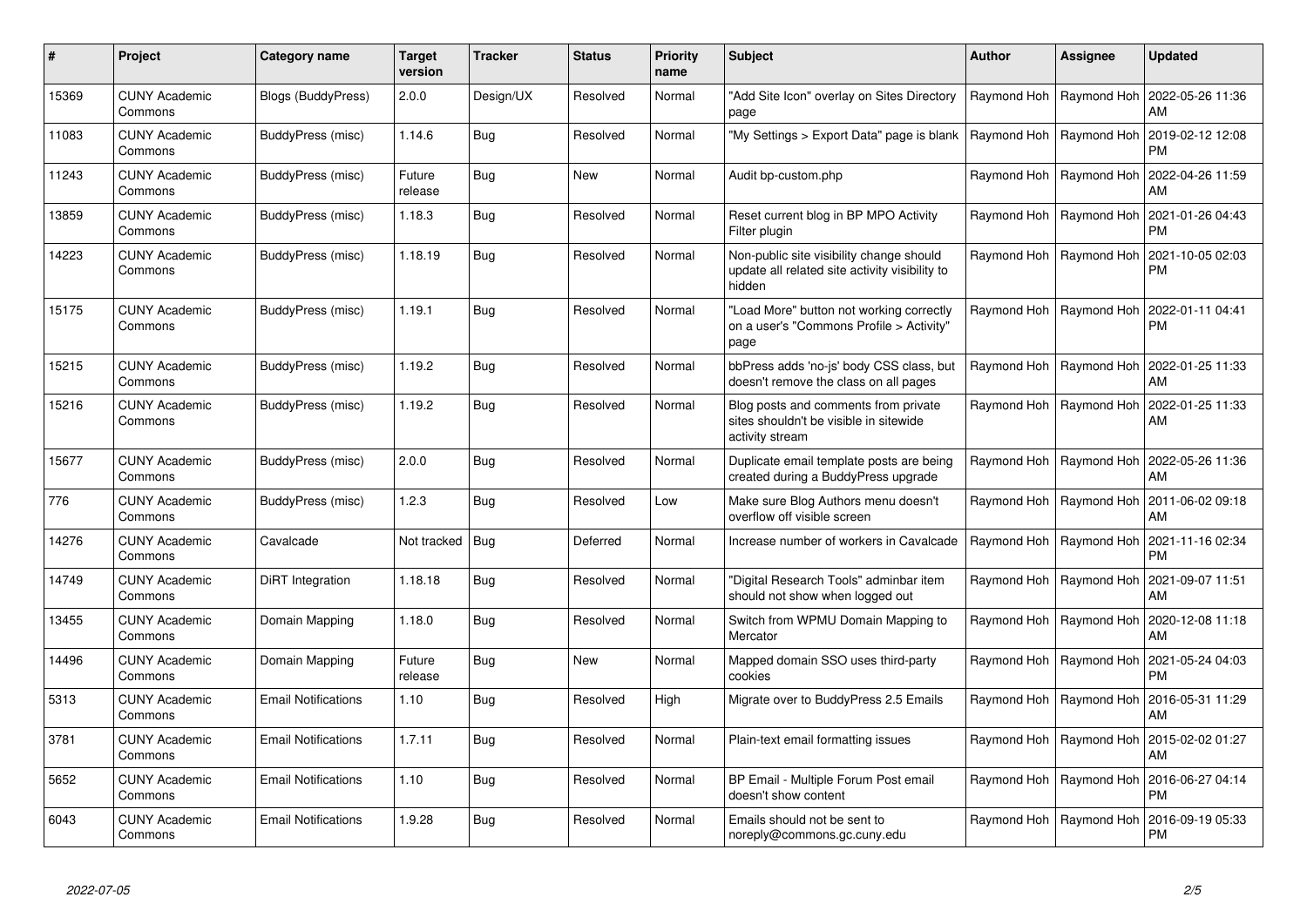| # | Project | Category name | Target version | Tracker | Status | Priority name | Subject | Author | Assignee | Updated |
|---|---|---|---|---|---|---|---|---|---|---|
| 15369 | CUNY Academic Commons | Blogs (BuddyPress) | 2.0.0 | Design/UX | Resolved | Normal | "Add Site Icon" overlay on Sites Directory page | Raymond Hoh | Raymond Hoh | 2022-05-26 11:36 AM |
| 11083 | CUNY Academic Commons | BuddyPress (misc) | 1.14.6 | Bug | Resolved | Normal | "My Settings > Export Data" page is blank | Raymond Hoh | Raymond Hoh | 2019-02-12 12:08 PM |
| 11243 | CUNY Academic Commons | BuddyPress (misc) | Future release | Bug | New | Normal | Audit bp-custom.php | Raymond Hoh | Raymond Hoh | 2022-04-26 11:59 AM |
| 13859 | CUNY Academic Commons | BuddyPress (misc) | 1.18.3 | Bug | Resolved | Normal | Reset current blog in BP MPO Activity Filter plugin | Raymond Hoh | Raymond Hoh | 2021-01-26 04:43 PM |
| 14223 | CUNY Academic Commons | BuddyPress (misc) | 1.18.19 | Bug | Resolved | Normal | Non-public site visibility change should update all related site activity visibility to hidden | Raymond Hoh | Raymond Hoh | 2021-10-05 02:03 PM |
| 15175 | CUNY Academic Commons | BuddyPress (misc) | 1.19.1 | Bug | Resolved | Normal | "Load More" button not working correctly on a user's "Commons Profile > Activity" page | Raymond Hoh | Raymond Hoh | 2022-01-11 04:41 PM |
| 15215 | CUNY Academic Commons | BuddyPress (misc) | 1.19.2 | Bug | Resolved | Normal | bbPress adds 'no-js' body CSS class, but doesn't remove the class on all pages | Raymond Hoh | Raymond Hoh | 2022-01-25 11:33 AM |
| 15216 | CUNY Academic Commons | BuddyPress (misc) | 1.19.2 | Bug | Resolved | Normal | Blog posts and comments from private sites shouldn't be visible in sitewide activity stream | Raymond Hoh | Raymond Hoh | 2022-01-25 11:33 AM |
| 15677 | CUNY Academic Commons | BuddyPress (misc) | 2.0.0 | Bug | Resolved | Normal | Duplicate email template posts are being created during a BuddyPress upgrade | Raymond Hoh | Raymond Hoh | 2022-05-26 11:36 AM |
| 776 | CUNY Academic Commons | BuddyPress (misc) | 1.2.3 | Bug | Resolved | Low | Make sure Blog Authors menu doesn't overflow off visible screen | Raymond Hoh | Raymond Hoh | 2011-06-02 09:18 AM |
| 14276 | CUNY Academic Commons | Cavalcade | Not tracked | Bug | Deferred | Normal | Increase number of workers in Cavalcade | Raymond Hoh | Raymond Hoh | 2021-11-16 02:34 PM |
| 14749 | CUNY Academic Commons | DiRT Integration | 1.18.18 | Bug | Resolved | Normal | "Digital Research Tools" adminbar item should not show when logged out | Raymond Hoh | Raymond Hoh | 2021-09-07 11:51 AM |
| 13455 | CUNY Academic Commons | Domain Mapping | 1.18.0 | Bug | Resolved | Normal | Switch from WPMU Domain Mapping to Mercator | Raymond Hoh | Raymond Hoh | 2020-12-08 11:18 AM |
| 14496 | CUNY Academic Commons | Domain Mapping | Future release | Bug | New | Normal | Mapped domain SSO uses third-party cookies | Raymond Hoh | Raymond Hoh | 2021-05-24 04:03 PM |
| 5313 | CUNY Academic Commons | Email Notifications | 1.10 | Bug | Resolved | High | Migrate over to BuddyPress 2.5 Emails | Raymond Hoh | Raymond Hoh | 2016-05-31 11:29 AM |
| 3781 | CUNY Academic Commons | Email Notifications | 1.7.11 | Bug | Resolved | Normal | Plain-text email formatting issues | Raymond Hoh | Raymond Hoh | 2015-02-02 01:27 AM |
| 5652 | CUNY Academic Commons | Email Notifications | 1.10 | Bug | Resolved | Normal | BP Email - Multiple Forum Post email doesn't show content | Raymond Hoh | Raymond Hoh | 2016-06-27 04:14 PM |
| 6043 | CUNY Academic Commons | Email Notifications | 1.9.28 | Bug | Resolved | Normal | Emails should not be sent to noreply@commons.gc.cuny.edu | Raymond Hoh | Raymond Hoh | 2016-09-19 05:33 PM |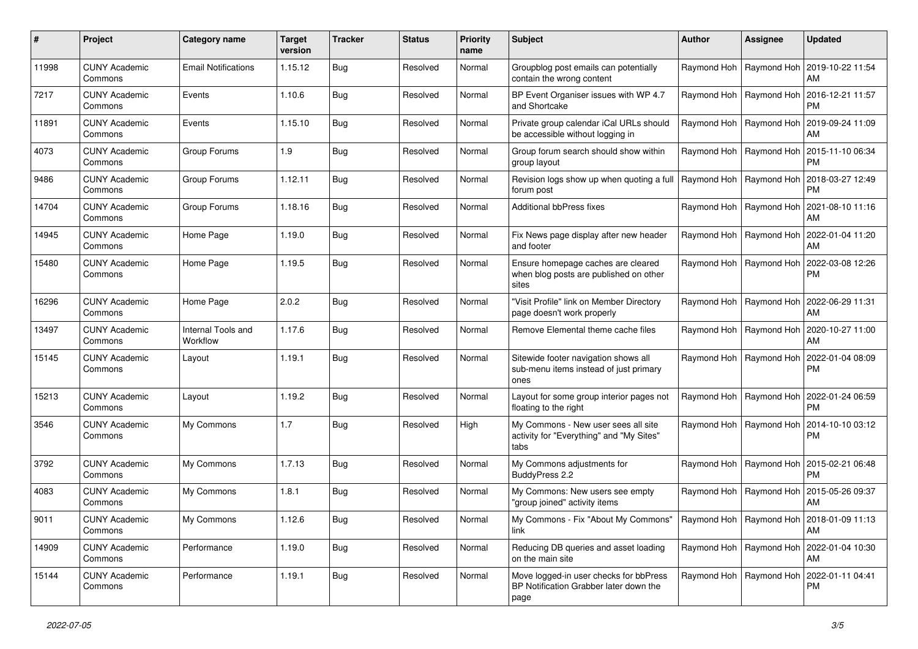| # | Project | Category name | Target version | Tracker | Status | Priority name | Subject | Author | Assignee | Updated |
|---|---|---|---|---|---|---|---|---|---|---|
| 11998 | CUNY Academic Commons | Email Notifications | 1.15.12 | Bug | Resolved | Normal | Groupblog post emails can potentially contain the wrong content | Raymond Hoh | Raymond Hoh | 2019-10-22 11:54 AM |
| 7217 | CUNY Academic Commons | Events | 1.10.6 | Bug | Resolved | Normal | BP Event Organiser issues with WP 4.7 and Shortcake | Raymond Hoh | Raymond Hoh | 2016-12-21 11:57 PM |
| 11891 | CUNY Academic Commons | Events | 1.15.10 | Bug | Resolved | Normal | Private group calendar iCal URLs should be accessible without logging in | Raymond Hoh | Raymond Hoh | 2019-09-24 11:09 AM |
| 4073 | CUNY Academic Commons | Group Forums | 1.9 | Bug | Resolved | Normal | Group forum search should show within group layout | Raymond Hoh | Raymond Hoh | 2015-11-10 06:34 PM |
| 9486 | CUNY Academic Commons | Group Forums | 1.12.11 | Bug | Resolved | Normal | Revision logs show up when quoting a full forum post | Raymond Hoh | Raymond Hoh | 2018-03-27 12:49 PM |
| 14704 | CUNY Academic Commons | Group Forums | 1.18.16 | Bug | Resolved | Normal | Additional bbPress fixes | Raymond Hoh | Raymond Hoh | 2021-08-10 11:16 AM |
| 14945 | CUNY Academic Commons | Home Page | 1.19.0 | Bug | Resolved | Normal | Fix News page display after new header and footer | Raymond Hoh | Raymond Hoh | 2022-01-04 11:20 AM |
| 15480 | CUNY Academic Commons | Home Page | 1.19.5 | Bug | Resolved | Normal | Ensure homepage caches are cleared when blog posts are published on other sites | Raymond Hoh | Raymond Hoh | 2022-03-08 12:26 PM |
| 16296 | CUNY Academic Commons | Home Page | 2.0.2 | Bug | Resolved | Normal | "Visit Profile" link on Member Directory page doesn't work properly | Raymond Hoh | Raymond Hoh | 2022-06-29 11:31 AM |
| 13497 | CUNY Academic Commons | Internal Tools and Workflow | 1.17.6 | Bug | Resolved | Normal | Remove Elemental theme cache files | Raymond Hoh | Raymond Hoh | 2020-10-27 11:00 AM |
| 15145 | CUNY Academic Commons | Layout | 1.19.1 | Bug | Resolved | Normal | Sitewide footer navigation shows all sub-menu items instead of just primary ones | Raymond Hoh | Raymond Hoh | 2022-01-04 08:09 PM |
| 15213 | CUNY Academic Commons | Layout | 1.19.2 | Bug | Resolved | Normal | Layout for some group interior pages not floating to the right | Raymond Hoh | Raymond Hoh | 2022-01-24 06:59 PM |
| 3546 | CUNY Academic Commons | My Commons | 1.7 | Bug | Resolved | High | My Commons - New user sees all site activity for "Everything" and "My Sites" tabs | Raymond Hoh | Raymond Hoh | 2014-10-10 03:12 PM |
| 3792 | CUNY Academic Commons | My Commons | 1.7.13 | Bug | Resolved | Normal | My Commons adjustments for BuddyPress 2.2 | Raymond Hoh | Raymond Hoh | 2015-02-21 06:48 PM |
| 4083 | CUNY Academic Commons | My Commons | 1.8.1 | Bug | Resolved | Normal | My Commons: New users see empty "group joined" activity items | Raymond Hoh | Raymond Hoh | 2015-05-26 09:37 AM |
| 9011 | CUNY Academic Commons | My Commons | 1.12.6 | Bug | Resolved | Normal | My Commons - Fix "About My Commons" link | Raymond Hoh | Raymond Hoh | 2018-01-09 11:13 AM |
| 14909 | CUNY Academic Commons | Performance | 1.19.0 | Bug | Resolved | Normal | Reducing DB queries and asset loading on the main site | Raymond Hoh | Raymond Hoh | 2022-01-04 10:30 AM |
| 15144 | CUNY Academic Commons | Performance | 1.19.1 | Bug | Resolved | Normal | Move logged-in user checks for bbPress BP Notification Grabber later down the page | Raymond Hoh | Raymond Hoh | 2022-01-11 04:41 PM |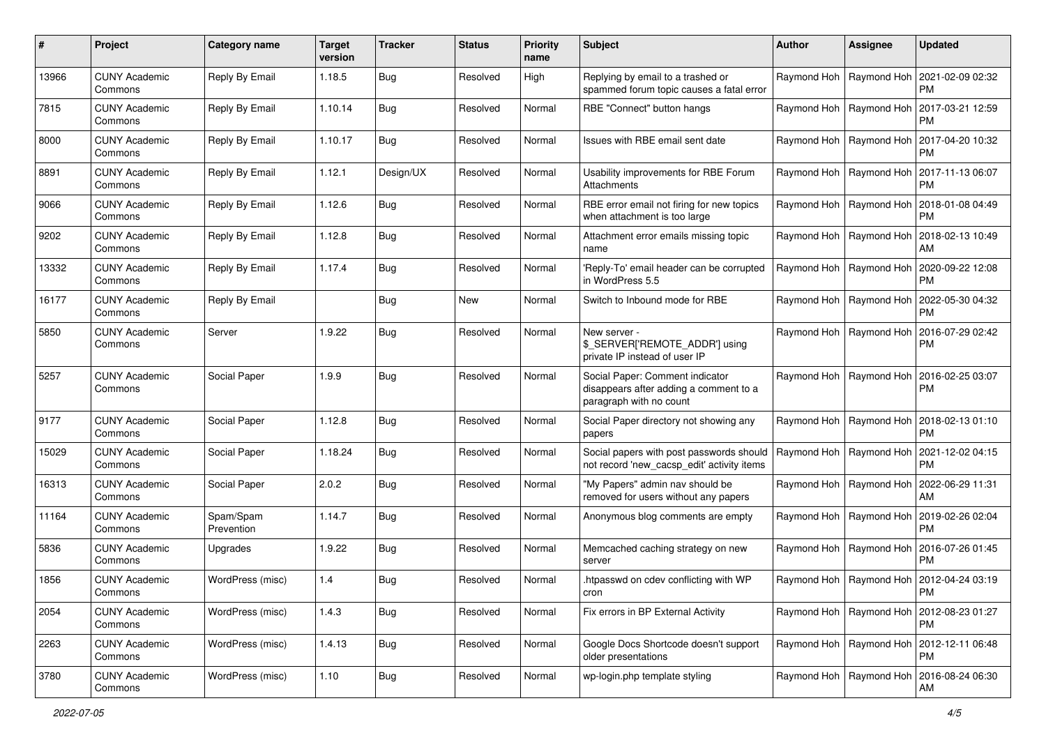| # | Project | Category name | Target version | Tracker | Status | Priority name | Subject | Author | Assignee | Updated |
|---|---|---|---|---|---|---|---|---|---|---|
| 13966 | CUNY Academic Commons | Reply By Email | 1.18.5 | Bug | Resolved | High | Replying by email to a trashed or spammed forum topic causes a fatal error | Raymond Hoh | Raymond Hoh | 2021-02-09 02:32 PM |
| 7815 | CUNY Academic Commons | Reply By Email | 1.10.14 | Bug | Resolved | Normal | RBE "Connect" button hangs | Raymond Hoh | Raymond Hoh | 2017-03-21 12:59 PM |
| 8000 | CUNY Academic Commons | Reply By Email | 1.10.17 | Bug | Resolved | Normal | Issues with RBE email sent date | Raymond Hoh | Raymond Hoh | 2017-04-20 10:32 PM |
| 8891 | CUNY Academic Commons | Reply By Email | 1.12.1 | Design/UX | Resolved | Normal | Usability improvements for RBE Forum Attachments | Raymond Hoh | Raymond Hoh | 2017-11-13 06:07 PM |
| 9066 | CUNY Academic Commons | Reply By Email | 1.12.6 | Bug | Resolved | Normal | RBE error email not firing for new topics when attachment is too large | Raymond Hoh | Raymond Hoh | 2018-01-08 04:49 PM |
| 9202 | CUNY Academic Commons | Reply By Email | 1.12.8 | Bug | Resolved | Normal | Attachment error emails missing topic name | Raymond Hoh | Raymond Hoh | 2018-02-13 10:49 AM |
| 13332 | CUNY Academic Commons | Reply By Email | 1.17.4 | Bug | Resolved | Normal | 'Reply-To' email header can be corrupted in WordPress 5.5 | Raymond Hoh | Raymond Hoh | 2020-09-22 12:08 PM |
| 16177 | CUNY Academic Commons | Reply By Email | | Bug | New | Normal | Switch to Inbound mode for RBE | Raymond Hoh | Raymond Hoh | 2022-05-30 04:32 PM |
| 5850 | CUNY Academic Commons | Server | 1.9.22 | Bug | Resolved | Normal | New server - $_SERVER['REMOTE_ADDR'] using private IP instead of user IP | Raymond Hoh | Raymond Hoh | 2016-07-29 02:42 PM |
| 5257 | CUNY Academic Commons | Social Paper | 1.9.9 | Bug | Resolved | Normal | Social Paper: Comment indicator disappears after adding a comment to a paragraph with no count | Raymond Hoh | Raymond Hoh | 2016-02-25 03:07 PM |
| 9177 | CUNY Academic Commons | Social Paper | 1.12.8 | Bug | Resolved | Normal | Social Paper directory not showing any papers | Raymond Hoh | Raymond Hoh | 2018-02-13 01:10 PM |
| 15029 | CUNY Academic Commons | Social Paper | 1.18.24 | Bug | Resolved | Normal | Social papers with post passwords should not record 'new_cacsp_edit' activity items | Raymond Hoh | Raymond Hoh | 2021-12-02 04:15 PM |
| 16313 | CUNY Academic Commons | Social Paper | 2.0.2 | Bug | Resolved | Normal | "My Papers" admin nav should be removed for users without any papers | Raymond Hoh | Raymond Hoh | 2022-06-29 11:31 AM |
| 11164 | CUNY Academic Commons | Spam/Spam Prevention | 1.14.7 | Bug | Resolved | Normal | Anonymous blog comments are empty | Raymond Hoh | Raymond Hoh | 2019-02-26 02:04 PM |
| 5836 | CUNY Academic Commons | Upgrades | 1.9.22 | Bug | Resolved | Normal | Memcached caching strategy on new server | Raymond Hoh | Raymond Hoh | 2016-07-26 01:45 PM |
| 1856 | CUNY Academic Commons | WordPress (misc) | 1.4 | Bug | Resolved | Normal | .htpasswd on cdev conflicting with WP cron | Raymond Hoh | Raymond Hoh | 2012-04-24 03:19 PM |
| 2054 | CUNY Academic Commons | WordPress (misc) | 1.4.3 | Bug | Resolved | Normal | Fix errors in BP External Activity | Raymond Hoh | Raymond Hoh | 2012-08-23 01:27 PM |
| 2263 | CUNY Academic Commons | WordPress (misc) | 1.4.13 | Bug | Resolved | Normal | Google Docs Shortcode doesn't support older presentations | Raymond Hoh | Raymond Hoh | 2012-12-11 06:48 PM |
| 3780 | CUNY Academic Commons | WordPress (misc) | 1.10 | Bug | Resolved | Normal | wp-login.php template styling | Raymond Hoh | Raymond Hoh | 2016-08-24 06:30 AM |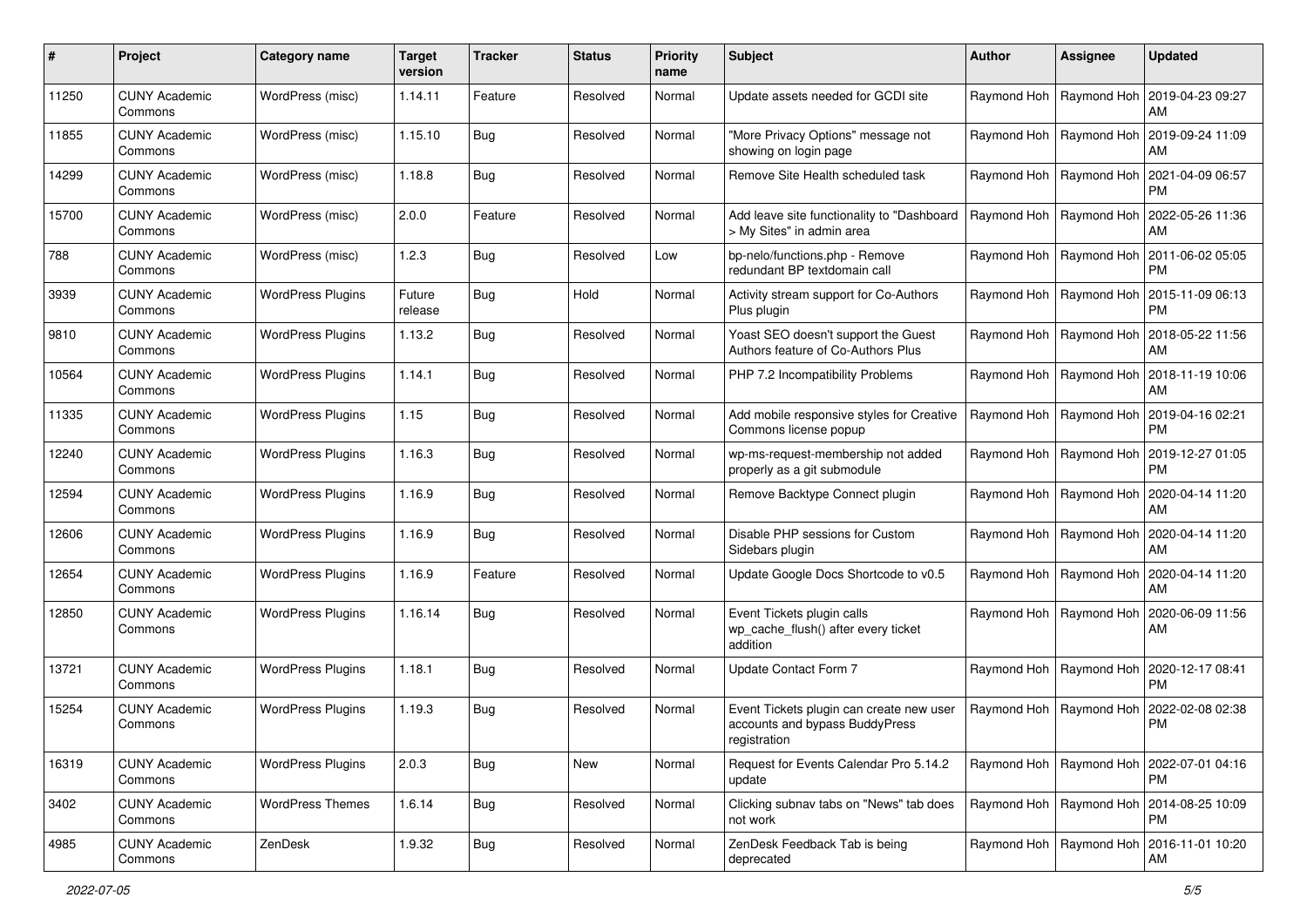| # | Project | Category name | Target version | Tracker | Status | Priority name | Subject | Author | Assignee | Updated |
|---|---|---|---|---|---|---|---|---|---|---|
| 11250 | CUNY Academic Commons | WordPress (misc) | 1.14.11 | Feature | Resolved | Normal | Update assets needed for GCDI site | Raymond Hoh | Raymond Hoh | 2019-04-23 09:27 AM |
| 11855 | CUNY Academic Commons | WordPress (misc) | 1.15.10 | Bug | Resolved | Normal | "More Privacy Options" message not showing on login page | Raymond Hoh | Raymond Hoh | 2019-09-24 11:09 AM |
| 14299 | CUNY Academic Commons | WordPress (misc) | 1.18.8 | Bug | Resolved | Normal | Remove Site Health scheduled task | Raymond Hoh | Raymond Hoh | 2021-04-09 06:57 PM |
| 15700 | CUNY Academic Commons | WordPress (misc) | 2.0.0 | Feature | Resolved | Normal | Add leave site functionality to "Dashboard > My Sites" in admin area | Raymond Hoh | Raymond Hoh | 2022-05-26 11:36 AM |
| 788 | CUNY Academic Commons | WordPress (misc) | 1.2.3 | Bug | Resolved | Low | bp-nelo/functions.php - Remove redundant BP textdomain call | Raymond Hoh | Raymond Hoh | 2011-06-02 05:05 PM |
| 3939 | CUNY Academic Commons | WordPress Plugins | Future release | Bug | Hold | Normal | Activity stream support for Co-Authors Plus plugin | Raymond Hoh | Raymond Hoh | 2015-11-09 06:13 PM |
| 9810 | CUNY Academic Commons | WordPress Plugins | 1.13.2 | Bug | Resolved | Normal | Yoast SEO doesn't support the Guest Authors feature of Co-Authors Plus | Raymond Hoh | Raymond Hoh | 2018-05-22 11:56 AM |
| 10564 | CUNY Academic Commons | WordPress Plugins | 1.14.1 | Bug | Resolved | Normal | PHP 7.2 Incompatibility Problems | Raymond Hoh | Raymond Hoh | 2018-11-19 10:06 AM |
| 11335 | CUNY Academic Commons | WordPress Plugins | 1.15 | Bug | Resolved | Normal | Add mobile responsive styles for Creative Commons license popup | Raymond Hoh | Raymond Hoh | 2019-04-16 02:21 PM |
| 12240 | CUNY Academic Commons | WordPress Plugins | 1.16.3 | Bug | Resolved | Normal | wp-ms-request-membership not added properly as a git submodule | Raymond Hoh | Raymond Hoh | 2019-12-27 01:05 PM |
| 12594 | CUNY Academic Commons | WordPress Plugins | 1.16.9 | Bug | Resolved | Normal | Remove Backtype Connect plugin | Raymond Hoh | Raymond Hoh | 2020-04-14 11:20 AM |
| 12606 | CUNY Academic Commons | WordPress Plugins | 1.16.9 | Bug | Resolved | Normal | Disable PHP sessions for Custom Sidebars plugin | Raymond Hoh | Raymond Hoh | 2020-04-14 11:20 AM |
| 12654 | CUNY Academic Commons | WordPress Plugins | 1.16.9 | Feature | Resolved | Normal | Update Google Docs Shortcode to v0.5 | Raymond Hoh | Raymond Hoh | 2020-04-14 11:20 AM |
| 12850 | CUNY Academic Commons | WordPress Plugins | 1.16.14 | Bug | Resolved | Normal | Event Tickets plugin calls wp_cache_flush() after every ticket addition | Raymond Hoh | Raymond Hoh | 2020-06-09 11:56 AM |
| 13721 | CUNY Academic Commons | WordPress Plugins | 1.18.1 | Bug | Resolved | Normal | Update Contact Form 7 | Raymond Hoh | Raymond Hoh | 2020-12-17 08:41 PM |
| 15254 | CUNY Academic Commons | WordPress Plugins | 1.19.3 | Bug | Resolved | Normal | Event Tickets plugin can create new user accounts and bypass BuddyPress registration | Raymond Hoh | Raymond Hoh | 2022-02-08 02:38 PM |
| 16319 | CUNY Academic Commons | WordPress Plugins | 2.0.3 | Bug | New | Normal | Request for Events Calendar Pro 5.14.2 update | Raymond Hoh | Raymond Hoh | 2022-07-01 04:16 PM |
| 3402 | CUNY Academic Commons | WordPress Themes | 1.6.14 | Bug | Resolved | Normal | Clicking subnav tabs on "News" tab does not work | Raymond Hoh | Raymond Hoh | 2014-08-25 10:09 PM |
| 4985 | CUNY Academic Commons | ZenDesk | 1.9.32 | Bug | Resolved | Normal | ZenDesk Feedback Tab is being deprecated | Raymond Hoh | Raymond Hoh | 2016-11-01 10:20 AM |